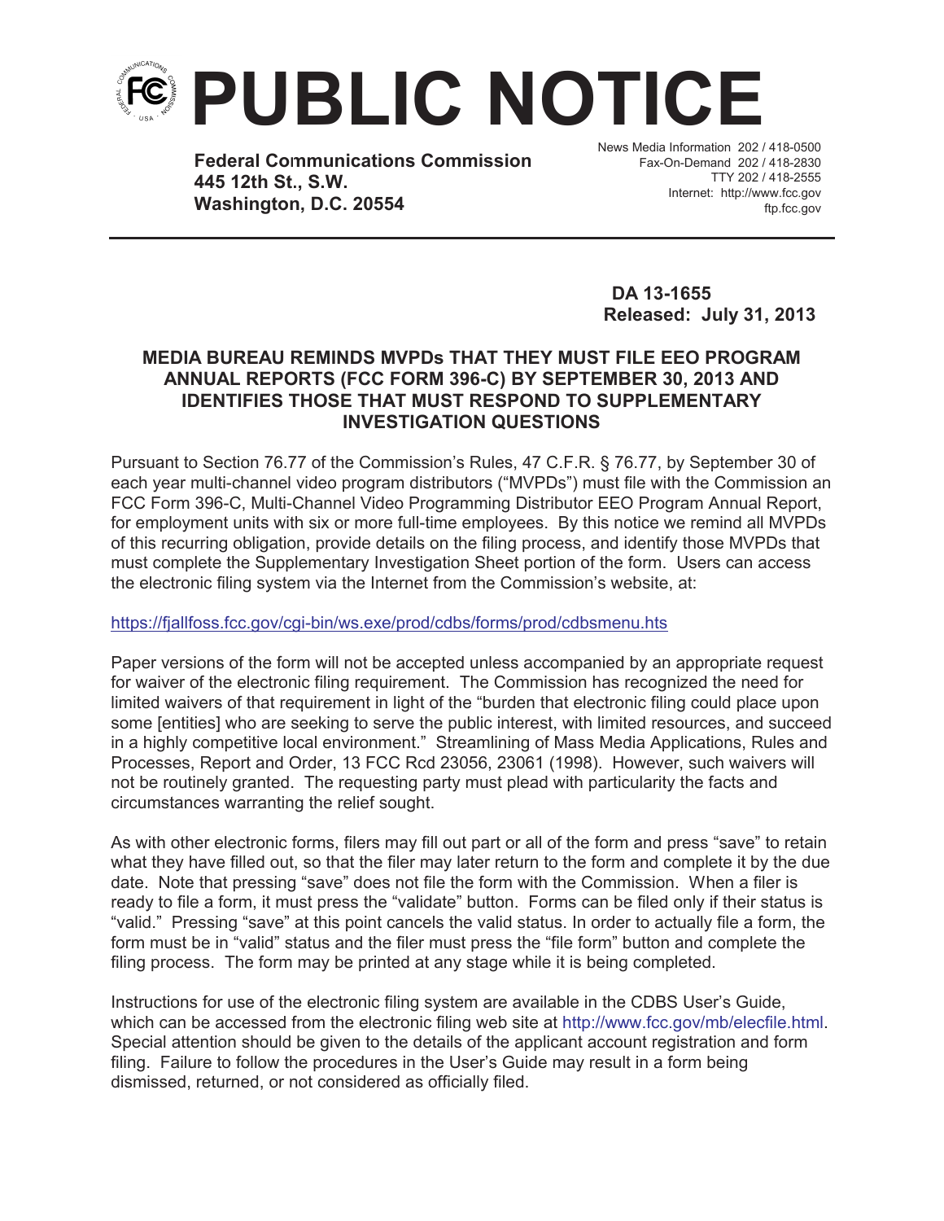# PUBLIC NOTICE

**Federal Communications Commission**
**445 12th St., S.W.**
**Washington, D.C. 20554**

News Media Information 202 / 418-0500
Fax-On-Demand 202 / 418-2830
TTY 202 / 418-2555
Internet: http://www.fcc.gov
ftp.fcc.gov

**DA 13-1655**
**Released: July 31, 2013**

## MEDIA BUREAU REMINDS MVPDs THAT THEY MUST FILE EEO PROGRAM ANNUAL REPORTS (FCC FORM 396-C) BY SEPTEMBER 30, 2013 AND IDENTIFIES THOSE THAT MUST RESPOND TO SUPPLEMENTARY INVESTIGATION QUESTIONS

Pursuant to Section 76.77 of the Commission's Rules, 47 C.F.R. § 76.77, by September 30 of each year multi-channel video program distributors ("MVPDs") must file with the Commission an FCC Form 396-C, Multi-Channel Video Programming Distributor EEO Program Annual Report, for employment units with six or more full-time employees. By this notice we remind all MVPDs of this recurring obligation, provide details on the filing process, and identify those MVPDs that must complete the Supplementary Investigation Sheet portion of the form. Users can access the electronic filing system via the Internet from the Commission's website, at:

https://fjallfoss.fcc.gov/cgi-bin/ws.exe/prod/cdbs/forms/prod/cdbsmenu.hts

Paper versions of the form will not be accepted unless accompanied by an appropriate request for waiver of the electronic filing requirement. The Commission has recognized the need for limited waivers of that requirement in light of the "burden that electronic filing could place upon some [entities] who are seeking to serve the public interest, with limited resources, and succeed in a highly competitive local environment." Streamlining of Mass Media Applications, Rules and Processes, Report and Order, 13 FCC Rcd 23056, 23061 (1998). However, such waivers will not be routinely granted. The requesting party must plead with particularity the facts and circumstances warranting the relief sought.

As with other electronic forms, filers may fill out part or all of the form and press "save" to retain what they have filled out, so that the filer may later return to the form and complete it by the due date. Note that pressing "save" does not file the form with the Commission. When a filer is ready to file a form, it must press the "validate" button. Forms can be filed only if their status is "valid." Pressing "save" at this point cancels the valid status. In order to actually file a form, the form must be in "valid" status and the filer must press the "file form" button and complete the filing process. The form may be printed at any stage while it is being completed.

Instructions for use of the electronic filing system are available in the CDBS User's Guide, which can be accessed from the electronic filing web site at http://www.fcc.gov/mb/elecfile.html. Special attention should be given to the details of the applicant account registration and form filing. Failure to follow the procedures in the User's Guide may result in a form being dismissed, returned, or not considered as officially filed.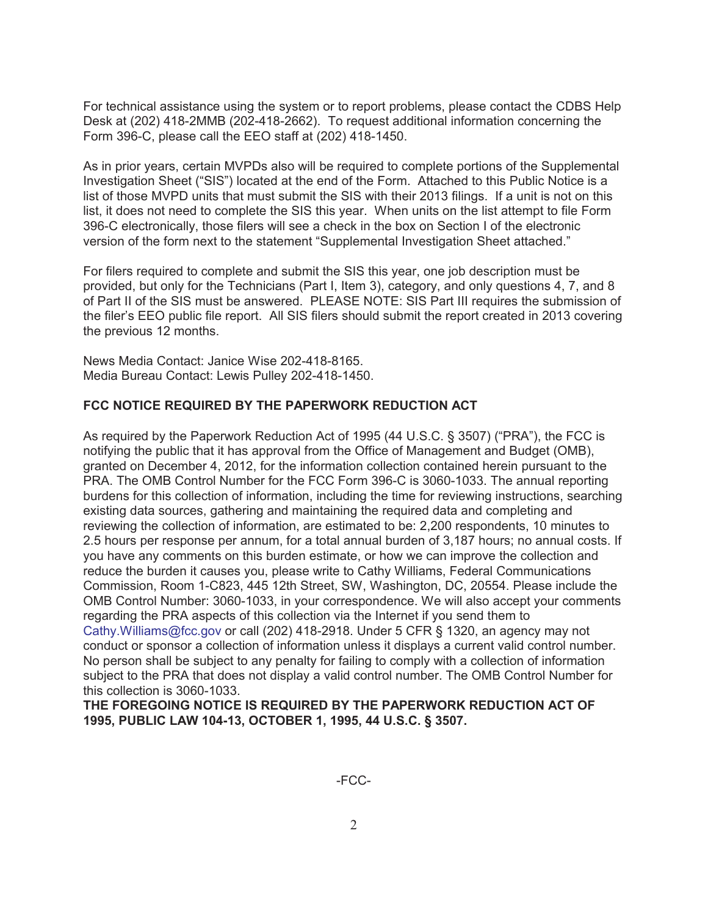For technical assistance using the system or to report problems, please contact the CDBS Help Desk at (202) 418-2MMB (202-418-2662). To request additional information concerning the Form 396-C, please call the EEO staff at (202) 418-1450.

As in prior years, certain MVPDs also will be required to complete portions of the Supplemental Investigation Sheet ("SIS") located at the end of the Form. Attached to this Public Notice is a list of those MVPD units that must submit the SIS with their 2013 filings. If a unit is not on this list, it does not need to complete the SIS this year. When units on the list attempt to file Form 396-C electronically, those filers will see a check in the box on Section I of the electronic version of the form next to the statement "Supplemental Investigation Sheet attached."

For filers required to complete and submit the SIS this year, one job description must be provided, but only for the Technicians (Part I, Item 3), category, and only questions 4, 7, and 8 of Part II of the SIS must be answered. PLEASE NOTE: SIS Part III requires the submission of the filer's EEO public file report. All SIS filers should submit the report created in 2013 covering the previous 12 months.

News Media Contact: Janice Wise 202-418-8165.
Media Bureau Contact: Lewis Pulley 202-418-1450.

**FCC NOTICE REQUIRED BY THE PAPERWORK REDUCTION ACT**

As required by the Paperwork Reduction Act of 1995 (44 U.S.C. § 3507) ("PRA"), the FCC is notifying the public that it has approval from the Office of Management and Budget (OMB), granted on December 4, 2012, for the information collection contained herein pursuant to the PRA. The OMB Control Number for the FCC Form 396-C is 3060-1033. The annual reporting burdens for this collection of information, including the time for reviewing instructions, searching existing data sources, gathering and maintaining the required data and completing and reviewing the collection of information, are estimated to be: 2,200 respondents, 10 minutes to 2.5 hours per response per annum, for a total annual burden of 3,187 hours; no annual costs. If you have any comments on this burden estimate, or how we can improve the collection and reduce the burden it causes you, please write to Cathy Williams, Federal Communications Commission, Room 1-C823, 445 12th Street, SW, Washington, DC, 20554. Please include the OMB Control Number: 3060-1033, in your correspondence. We will also accept your comments regarding the PRA aspects of this collection via the Internet if you send them to Cathy.Williams@fcc.gov or call (202) 418-2918. Under 5 CFR § 1320, an agency may not conduct or sponsor a collection of information unless it displays a current valid control number. No person shall be subject to any penalty for failing to comply with a collection of information subject to the PRA that does not display a valid control number. The OMB Control Number for this collection is 3060-1033.

**THE FOREGOING NOTICE IS REQUIRED BY THE PAPERWORK REDUCTION ACT OF 1995, PUBLIC LAW 104-13, OCTOBER 1, 1995, 44 U.S.C. § 3507.**

-FCC-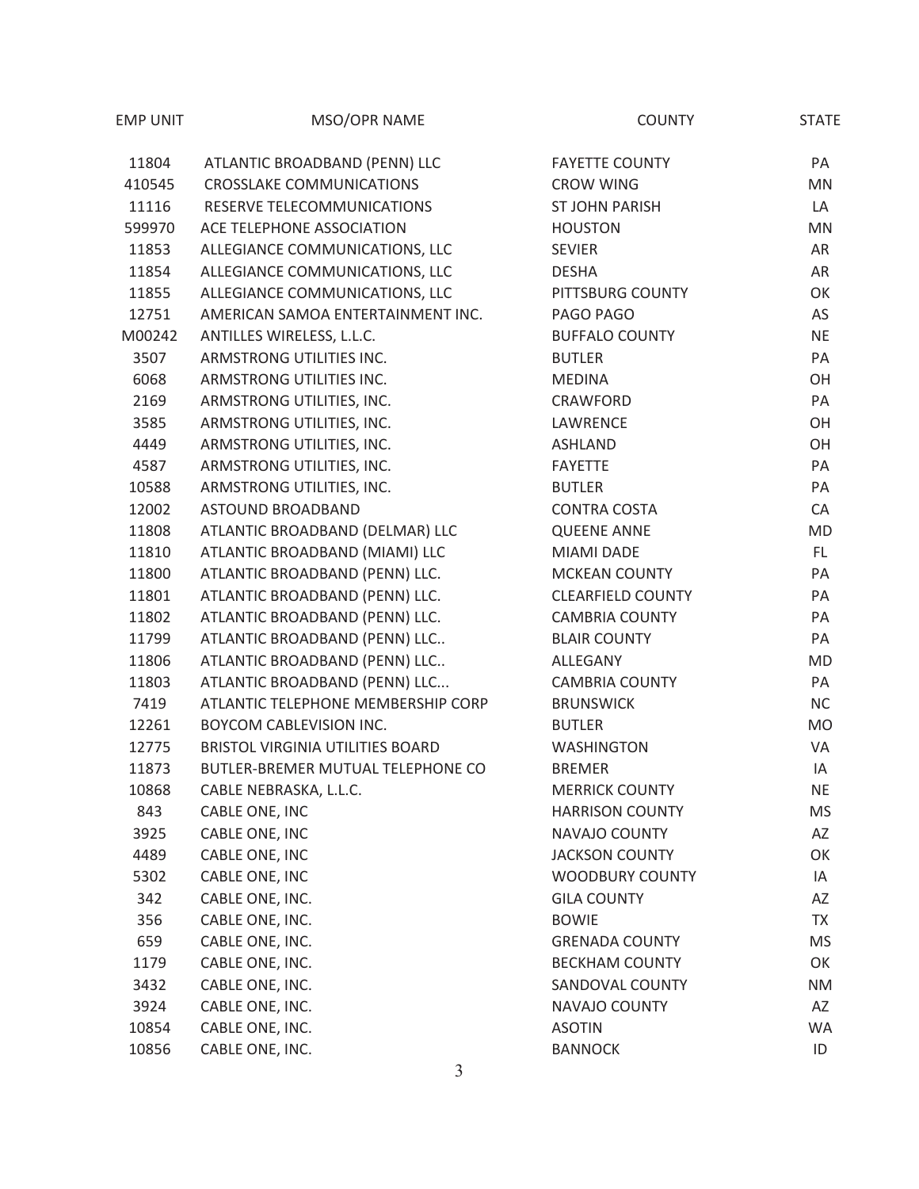| EMP UNIT | MSO/OPR NAME | COUNTY | STATE |
|---|---|---|---|
| 11804 | ATLANTIC BROADBAND (PENN) LLC | FAYETTE COUNTY | PA |
| 410545 | CROSSLAKE COMMUNICATIONS | CROW WING | MN |
| 11116 | RESERVE TELECOMMUNICATIONS | ST JOHN PARISH | LA |
| 599970 | ACE TELEPHONE ASSOCIATION | HOUSTON | MN |
| 11853 | ALLEGIANCE COMMUNICATIONS, LLC | SEVIER | AR |
| 11854 | ALLEGIANCE COMMUNICATIONS, LLC | DESHA | AR |
| 11855 | ALLEGIANCE COMMUNICATIONS, LLC | PITTSBURG COUNTY | OK |
| 12751 | AMERICAN SAMOA ENTERTAINMENT INC. | PAGO PAGO | AS |
| M00242 | ANTILLES WIRELESS, L.L.C. | BUFFALO COUNTY | NE |
| 3507 | ARMSTRONG UTILITIES INC. | BUTLER | PA |
| 6068 | ARMSTRONG UTILITIES INC. | MEDINA | OH |
| 2169 | ARMSTRONG UTILITIES, INC. | CRAWFORD | PA |
| 3585 | ARMSTRONG UTILITIES, INC. | LAWRENCE | OH |
| 4449 | ARMSTRONG UTILITIES, INC. | ASHLAND | OH |
| 4587 | ARMSTRONG UTILITIES, INC. | FAYETTE | PA |
| 10588 | ARMSTRONG UTILITIES, INC. | BUTLER | PA |
| 12002 | ASTOUND BROADBAND | CONTRA COSTA | CA |
| 11808 | ATLANTIC BROADBAND (DELMAR) LLC | QUEENE ANNE | MD |
| 11810 | ATLANTIC BROADBAND (MIAMI) LLC | MIAMI DADE | FL |
| 11800 | ATLANTIC BROADBAND (PENN) LLC. | MCKEAN COUNTY | PA |
| 11801 | ATLANTIC BROADBAND (PENN) LLC. | CLEARFIELD COUNTY | PA |
| 11802 | ATLANTIC BROADBAND (PENN) LLC. | CAMBRIA COUNTY | PA |
| 11799 | ATLANTIC BROADBAND (PENN) LLC.. | BLAIR COUNTY | PA |
| 11806 | ATLANTIC BROADBAND (PENN) LLC.. | ALLEGANY | MD |
| 11803 | ATLANTIC BROADBAND (PENN) LLC... | CAMBRIA COUNTY | PA |
| 7419 | ATLANTIC TELEPHONE MEMBERSHIP CORP | BRUNSWICK | NC |
| 12261 | BOYCOM CABLEVISION INC. | BUTLER | MO |
| 12775 | BRISTOL VIRGINIA UTILITIES BOARD | WASHINGTON | VA |
| 11873 | BUTLER-BREMER MUTUAL TELEPHONE CO | BREMER | IA |
| 10868 | CABLE NEBRASKA, L.L.C. | MERRICK COUNTY | NE |
| 843 | CABLE ONE, INC | HARRISON COUNTY | MS |
| 3925 | CABLE ONE, INC | NAVAJO COUNTY | AZ |
| 4489 | CABLE ONE, INC | JACKSON COUNTY | OK |
| 5302 | CABLE ONE, INC | WOODBURY COUNTY | IA |
| 342 | CABLE ONE, INC. | GILA COUNTY | AZ |
| 356 | CABLE ONE, INC. | BOWIE | TX |
| 659 | CABLE ONE, INC. | GRENADA COUNTY | MS |
| 1179 | CABLE ONE, INC. | BECKHAM COUNTY | OK |
| 3432 | CABLE ONE, INC. | SANDOVAL COUNTY | NM |
| 3924 | CABLE ONE, INC. | NAVAJO COUNTY | AZ |
| 10854 | CABLE ONE, INC. | ASOTIN | WA |
| 10856 | CABLE ONE, INC. | BANNOCK | ID |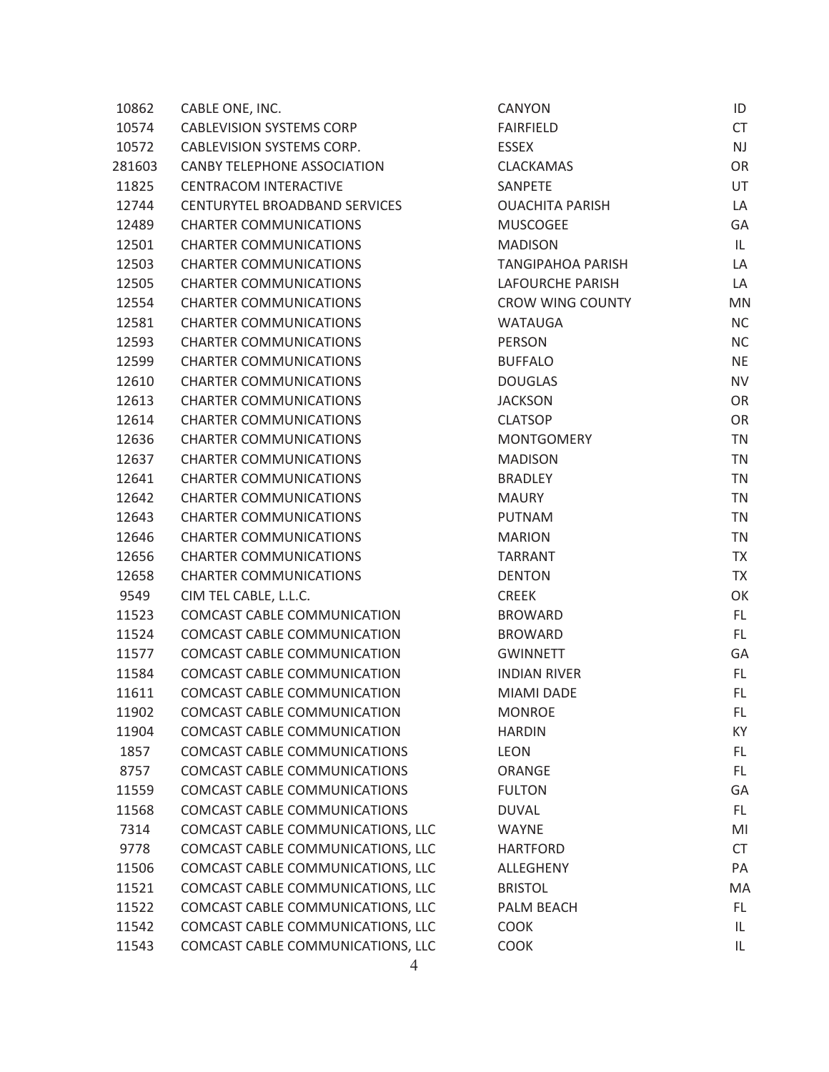| | | | |
|---|---|---|---|
| 10862 | CABLE ONE, INC. | CANYON | ID |
| 10574 | CABLEVISION SYSTEMS CORP | FAIRFIELD | CT |
| 10572 | CABLEVISION SYSTEMS CORP. | ESSEX | NJ |
| 281603 | CANBY TELEPHONE ASSOCIATION | CLACKAMAS | OR |
| 11825 | CENTRACOM INTERACTIVE | SANPETE | UT |
| 12744 | CENTURYTEL BROADBAND SERVICES | OUACHITA PARISH | LA |
| 12489 | CHARTER COMMUNICATIONS | MUSCOGEE | GA |
| 12501 | CHARTER COMMUNICATIONS | MADISON | IL |
| 12503 | CHARTER COMMUNICATIONS | TANGIPAHOA PARISH | LA |
| 12505 | CHARTER COMMUNICATIONS | LAFOURCHE PARISH | LA |
| 12554 | CHARTER COMMUNICATIONS | CROW WING COUNTY | MN |
| 12581 | CHARTER COMMUNICATIONS | WATAUGA | NC |
| 12593 | CHARTER COMMUNICATIONS | PERSON | NC |
| 12599 | CHARTER COMMUNICATIONS | BUFFALO | NE |
| 12610 | CHARTER COMMUNICATIONS | DOUGLAS | NV |
| 12613 | CHARTER COMMUNICATIONS | JACKSON | OR |
| 12614 | CHARTER COMMUNICATIONS | CLATSOP | OR |
| 12636 | CHARTER COMMUNICATIONS | MONTGOMERY | TN |
| 12637 | CHARTER COMMUNICATIONS | MADISON | TN |
| 12641 | CHARTER COMMUNICATIONS | BRADLEY | TN |
| 12642 | CHARTER COMMUNICATIONS | MAURY | TN |
| 12643 | CHARTER COMMUNICATIONS | PUTNAM | TN |
| 12646 | CHARTER COMMUNICATIONS | MARION | TN |
| 12656 | CHARTER COMMUNICATIONS | TARRANT | TX |
| 12658 | CHARTER COMMUNICATIONS | DENTON | TX |
| 9549 | CIM TEL CABLE, L.L.C. | CREEK | OK |
| 11523 | COMCAST CABLE COMMUNICATION | BROWARD | FL |
| 11524 | COMCAST CABLE COMMUNICATION | BROWARD | FL |
| 11577 | COMCAST CABLE COMMUNICATION | GWINNETT | GA |
| 11584 | COMCAST CABLE COMMUNICATION | INDIAN RIVER | FL |
| 11611 | COMCAST CABLE COMMUNICATION | MIAMI DADE | FL |
| 11902 | COMCAST CABLE COMMUNICATION | MONROE | FL |
| 11904 | COMCAST CABLE COMMUNICATION | HARDIN | KY |
| 1857 | COMCAST CABLE COMMUNICATIONS | LEON | FL |
| 8757 | COMCAST CABLE COMMUNICATIONS | ORANGE | FL |
| 11559 | COMCAST CABLE COMMUNICATIONS | FULTON | GA |
| 11568 | COMCAST CABLE COMMUNICATIONS | DUVAL | FL |
| 7314 | COMCAST CABLE COMMUNICATIONS, LLC | WAYNE | MI |
| 9778 | COMCAST CABLE COMMUNICATIONS, LLC | HARTFORD | CT |
| 11506 | COMCAST CABLE COMMUNICATIONS, LLC | ALLEGHENY | PA |
| 11521 | COMCAST CABLE COMMUNICATIONS, LLC | BRISTOL | MA |
| 11522 | COMCAST CABLE COMMUNICATIONS, LLC | PALM BEACH | FL |
| 11542 | COMCAST CABLE COMMUNICATIONS, LLC | COOK | IL |
| 11543 | COMCAST CABLE COMMUNICATIONS, LLC | COOK | IL |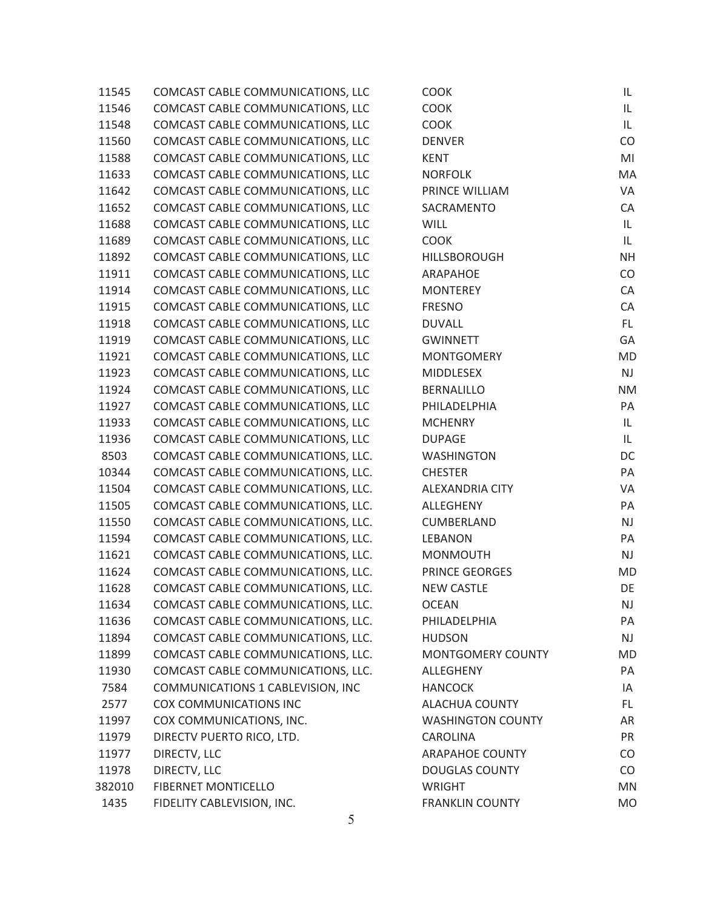| | | | |
|---|---|---|---|
| 11545 | COMCAST CABLE COMMUNICATIONS, LLC | COOK | IL |
| 11546 | COMCAST CABLE COMMUNICATIONS, LLC | COOK | IL |
| 11548 | COMCAST CABLE COMMUNICATIONS, LLC | COOK | IL |
| 11560 | COMCAST CABLE COMMUNICATIONS, LLC | DENVER | CO |
| 11588 | COMCAST CABLE COMMUNICATIONS, LLC | KENT | MI |
| 11633 | COMCAST CABLE COMMUNICATIONS, LLC | NORFOLK | MA |
| 11642 | COMCAST CABLE COMMUNICATIONS, LLC | PRINCE WILLIAM | VA |
| 11652 | COMCAST CABLE COMMUNICATIONS, LLC | SACRAMENTO | CA |
| 11688 | COMCAST CABLE COMMUNICATIONS, LLC | WILL | IL |
| 11689 | COMCAST CABLE COMMUNICATIONS, LLC | COOK | IL |
| 11892 | COMCAST CABLE COMMUNICATIONS, LLC | HILLSBOROUGH | NH |
| 11911 | COMCAST CABLE COMMUNICATIONS, LLC | ARAPAHOE | CO |
| 11914 | COMCAST CABLE COMMUNICATIONS, LLC | MONTEREY | CA |
| 11915 | COMCAST CABLE COMMUNICATIONS, LLC | FRESNO | CA |
| 11918 | COMCAST CABLE COMMUNICATIONS, LLC | DUVALL | FL |
| 11919 | COMCAST CABLE COMMUNICATIONS, LLC | GWINNETT | GA |
| 11921 | COMCAST CABLE COMMUNICATIONS, LLC | MONTGOMERY | MD |
| 11923 | COMCAST CABLE COMMUNICATIONS, LLC | MIDDLESEX | NJ |
| 11924 | COMCAST CABLE COMMUNICATIONS, LLC | BERNALILLO | NM |
| 11927 | COMCAST CABLE COMMUNICATIONS, LLC | PHILADELPHIA | PA |
| 11933 | COMCAST CABLE COMMUNICATIONS, LLC | MCHENRY | IL |
| 11936 | COMCAST CABLE COMMUNICATIONS, LLC | DUPAGE | IL |
| 8503 | COMCAST CABLE COMMUNICATIONS, LLC. | WASHINGTON | DC |
| 10344 | COMCAST CABLE COMMUNICATIONS, LLC. | CHESTER | PA |
| 11504 | COMCAST CABLE COMMUNICATIONS, LLC. | ALEXANDRIA CITY | VA |
| 11505 | COMCAST CABLE COMMUNICATIONS, LLC. | ALLEGHENY | PA |
| 11550 | COMCAST CABLE COMMUNICATIONS, LLC. | CUMBERLAND | NJ |
| 11594 | COMCAST CABLE COMMUNICATIONS, LLC. | LEBANON | PA |
| 11621 | COMCAST CABLE COMMUNICATIONS, LLC. | MONMOUTH | NJ |
| 11624 | COMCAST CABLE COMMUNICATIONS, LLC. | PRINCE GEORGES | MD |
| 11628 | COMCAST CABLE COMMUNICATIONS, LLC. | NEW CASTLE | DE |
| 11634 | COMCAST CABLE COMMUNICATIONS, LLC. | OCEAN | NJ |
| 11636 | COMCAST CABLE COMMUNICATIONS, LLC. | PHILADELPHIA | PA |
| 11894 | COMCAST CABLE COMMUNICATIONS, LLC. | HUDSON | NJ |
| 11899 | COMCAST CABLE COMMUNICATIONS, LLC. | MONTGOMERY COUNTY | MD |
| 11930 | COMCAST CABLE COMMUNICATIONS, LLC. | ALLEGHENY | PA |
| 7584 | COMMUNICATIONS 1 CABLEVISION, INC | HANCOCK | IA |
| 2577 | COX COMMUNICATIONS INC | ALACHUA COUNTY | FL |
| 11997 | COX COMMUNICATIONS, INC. | WASHINGTON COUNTY | AR |
| 11979 | DIRECTV PUERTO RICO, LTD. | CAROLINA | PR |
| 11977 | DIRECTV, LLC | ARAPAHOE COUNTY | CO |
| 11978 | DIRECTV, LLC | DOUGLAS COUNTY | CO |
| 382010 | FIBERNET MONTICELLO | WRIGHT | MN |
| 1435 | FIDELITY CABLEVISION, INC. | FRANKLIN COUNTY | MO |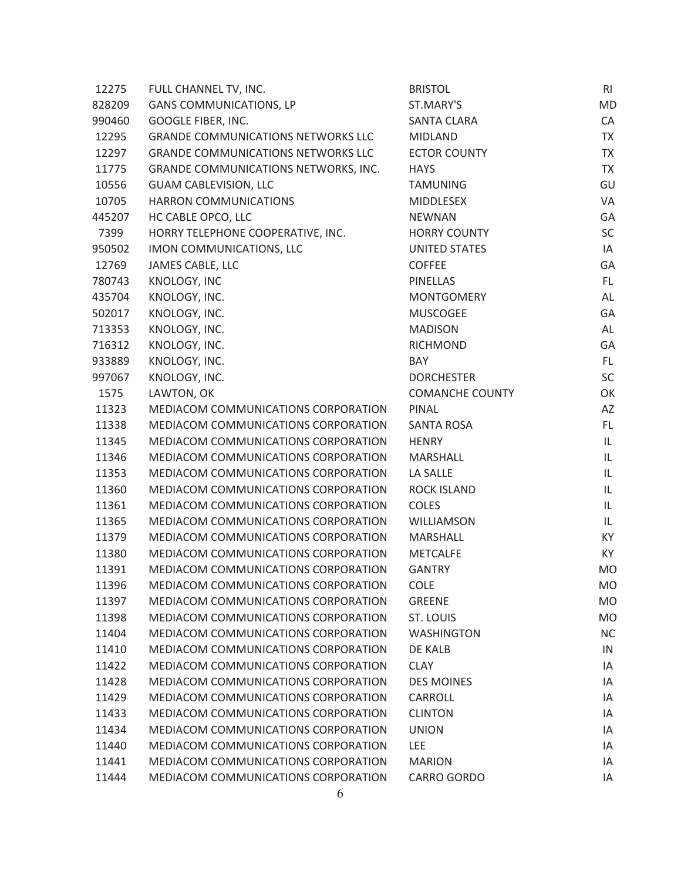| | | | |
|---|---|---|---|
| 12275 | FULL CHANNEL TV, INC. | BRISTOL | RI |
| 828209 | GANS COMMUNICATIONS, LP | ST.MARY'S | MD |
| 990460 | GOOGLE FIBER, INC. | SANTA CLARA | CA |
| 12295 | GRANDE COMMUNICATIONS NETWORKS LLC | MIDLAND | TX |
| 12297 | GRANDE COMMUNICATIONS NETWORKS LLC | ECTOR COUNTY | TX |
| 11775 | GRANDE COMMUNICATIONS NETWORKS, INC. | HAYS | TX |
| 10556 | GUAM CABLEVISION, LLC | TAMUNING | GU |
| 10705 | HARRON COMMUNICATIONS | MIDDLESEX | VA |
| 445207 | HC CABLE OPCO, LLC | NEWNAN | GA |
| 7399 | HORRY TELEPHONE COOPERATIVE, INC. | HORRY COUNTY | SC |
| 950502 | IMON COMMUNICATIONS, LLC | UNITED STATES | IA |
| 12769 | JAMES CABLE, LLC | COFFEE | GA |
| 780743 | KNOLOGY, INC | PINELLAS | FL |
| 435704 | KNOLOGY, INC. | MONTGOMERY | AL |
| 502017 | KNOLOGY, INC. | MUSCOGEE | GA |
| 713353 | KNOLOGY, INC. | MADISON | AL |
| 716312 | KNOLOGY, INC. | RICHMOND | GA |
| 933889 | KNOLOGY, INC. | BAY | FL |
| 997067 | KNOLOGY, INC. | DORCHESTER | SC |
| 1575 | LAWTON, OK | COMANCHE COUNTY | OK |
| 11323 | MEDIACOM COMMUNICATIONS CORPORATION | PINAL | AZ |
| 11338 | MEDIACOM COMMUNICATIONS CORPORATION | SANTA ROSA | FL |
| 11345 | MEDIACOM COMMUNICATIONS CORPORATION | HENRY | IL |
| 11346 | MEDIACOM COMMUNICATIONS CORPORATION | MARSHALL | IL |
| 11353 | MEDIACOM COMMUNICATIONS CORPORATION | LA SALLE | IL |
| 11360 | MEDIACOM COMMUNICATIONS CORPORATION | ROCK ISLAND | IL |
| 11361 | MEDIACOM COMMUNICATIONS CORPORATION | COLES | IL |
| 11365 | MEDIACOM COMMUNICATIONS CORPORATION | WILLIAMSON | IL |
| 11379 | MEDIACOM COMMUNICATIONS CORPORATION | MARSHALL | KY |
| 11380 | MEDIACOM COMMUNICATIONS CORPORATION | METCALFE | KY |
| 11391 | MEDIACOM COMMUNICATIONS CORPORATION | GANTRY | MO |
| 11396 | MEDIACOM COMMUNICATIONS CORPORATION | COLE | MO |
| 11397 | MEDIACOM COMMUNICATIONS CORPORATION | GREENE | MO |
| 11398 | MEDIACOM COMMUNICATIONS CORPORATION | ST. LOUIS | MO |
| 11404 | MEDIACOM COMMUNICATIONS CORPORATION | WASHINGTON | NC |
| 11410 | MEDIACOM COMMUNICATIONS CORPORATION | DE KALB | IN |
| 11422 | MEDIACOM COMMUNICATIONS CORPORATION | CLAY | IA |
| 11428 | MEDIACOM COMMUNICATIONS CORPORATION | DES MOINES | IA |
| 11429 | MEDIACOM COMMUNICATIONS CORPORATION | CARROLL | IA |
| 11433 | MEDIACOM COMMUNICATIONS CORPORATION | CLINTON | IA |
| 11434 | MEDIACOM COMMUNICATIONS CORPORATION | UNION | IA |
| 11440 | MEDIACOM COMMUNICATIONS CORPORATION | LEE | IA |
| 11441 | MEDIACOM COMMUNICATIONS CORPORATION | MARION | IA |
| 11444 | MEDIACOM COMMUNICATIONS CORPORATION | CARRO GORDO | IA |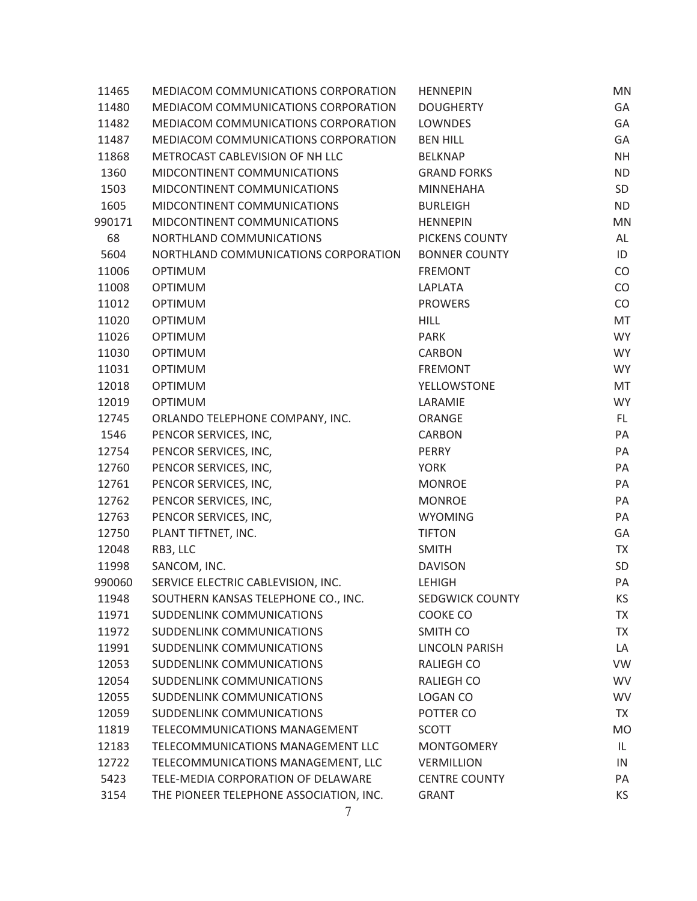| | | | |
|---|---|---|---|
| 11465 | MEDIACOM COMMUNICATIONS CORPORATION | HENNEPIN | MN |
| 11480 | MEDIACOM COMMUNICATIONS CORPORATION | DOUGHERTY | GA |
| 11482 | MEDIACOM COMMUNICATIONS CORPORATION | LOWNDES | GA |
| 11487 | MEDIACOM COMMUNICATIONS CORPORATION | BEN HILL | GA |
| 11868 | METROCAST CABLEVISION OF NH LLC | BELKNAP | NH |
| 1360 | MIDCONTINENT COMMUNICATIONS | GRAND FORKS | ND |
| 1503 | MIDCONTINENT COMMUNICATIONS | MINNEHAHA | SD |
| 1605 | MIDCONTINENT COMMUNICATIONS | BURLEIGH | ND |
| 990171 | MIDCONTINENT COMMUNICATIONS | HENNEPIN | MN |
| 68 | NORTHLAND COMMUNICATIONS | PICKENS COUNTY | AL |
| 5604 | NORTHLAND COMMUNICATIONS CORPORATION | BONNER COUNTY | ID |
| 11006 | OPTIMUM | FREMONT | CO |
| 11008 | OPTIMUM | LAPLATA | CO |
| 11012 | OPTIMUM | PROWERS | CO |
| 11020 | OPTIMUM | HILL | MT |
| 11026 | OPTIMUM | PARK | WY |
| 11030 | OPTIMUM | CARBON | WY |
| 11031 | OPTIMUM | FREMONT | WY |
| 12018 | OPTIMUM | YELLOWSTONE | MT |
| 12019 | OPTIMUM | LARAMIE | WY |
| 12745 | ORLANDO TELEPHONE COMPANY, INC. | ORANGE | FL |
| 1546 | PENCOR SERVICES, INC, | CARBON | PA |
| 12754 | PENCOR SERVICES, INC, | PERRY | PA |
| 12760 | PENCOR SERVICES, INC, | YORK | PA |
| 12761 | PENCOR SERVICES, INC, | MONROE | PA |
| 12762 | PENCOR SERVICES, INC, | MONROE | PA |
| 12763 | PENCOR SERVICES, INC, | WYOMING | PA |
| 12750 | PLANT TIFTNET, INC. | TIFTON | GA |
| 12048 | RB3, LLC | SMITH | TX |
| 11998 | SANCOM, INC. | DAVISON | SD |
| 990060 | SERVICE ELECTRIC CABLEVISION, INC. | LEHIGH | PA |
| 11948 | SOUTHERN KANSAS TELEPHONE CO., INC. | SEDGWICK COUNTY | KS |
| 11971 | SUDDENLINK COMMUNICATIONS | COOKE CO | TX |
| 11972 | SUDDENLINK COMMUNICATIONS | SMITH CO | TX |
| 11991 | SUDDENLINK COMMUNICATIONS | LINCOLN PARISH | LA |
| 12053 | SUDDENLINK COMMUNICATIONS | RALIEGH CO | VW |
| 12054 | SUDDENLINK COMMUNICATIONS | RALIEGH CO | WV |
| 12055 | SUDDENLINK COMMUNICATIONS | LOGAN CO | WV |
| 12059 | SUDDENLINK COMMUNICATIONS | POTTER CO | TX |
| 11819 | TELECOMMUNICATIONS MANAGEMENT | SCOTT | MO |
| 12183 | TELECOMMUNICATIONS MANAGEMENT LLC | MONTGOMERY | IL |
| 12722 | TELECOMMUNICATIONS MANAGEMENT, LLC | VERMILLION | IN |
| 5423 | TELE-MEDIA CORPORATION OF DELAWARE | CENTRE COUNTY | PA |
| 3154 | THE PIONEER TELEPHONE ASSOCIATION, INC. | GRANT | KS |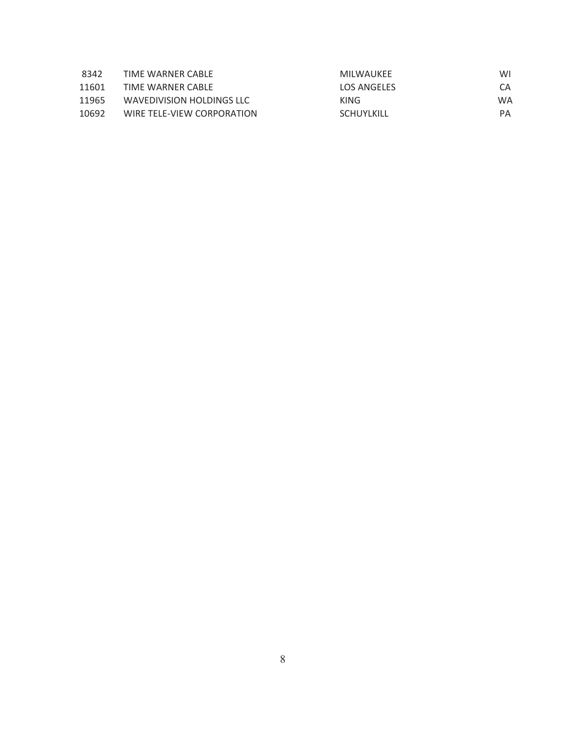| | | | |
|---|---|---|---|
| 8342 | TIME WARNER CABLE | MILWAUKEE | WI |
| 11601 | TIME WARNER CABLE | LOS ANGELES | CA |
| 11965 | WAVEDIVISION HOLDINGS LLC | KING | WA |
| 10692 | WIRE TELE-VIEW CORPORATION | SCHUYLKILL | PA |